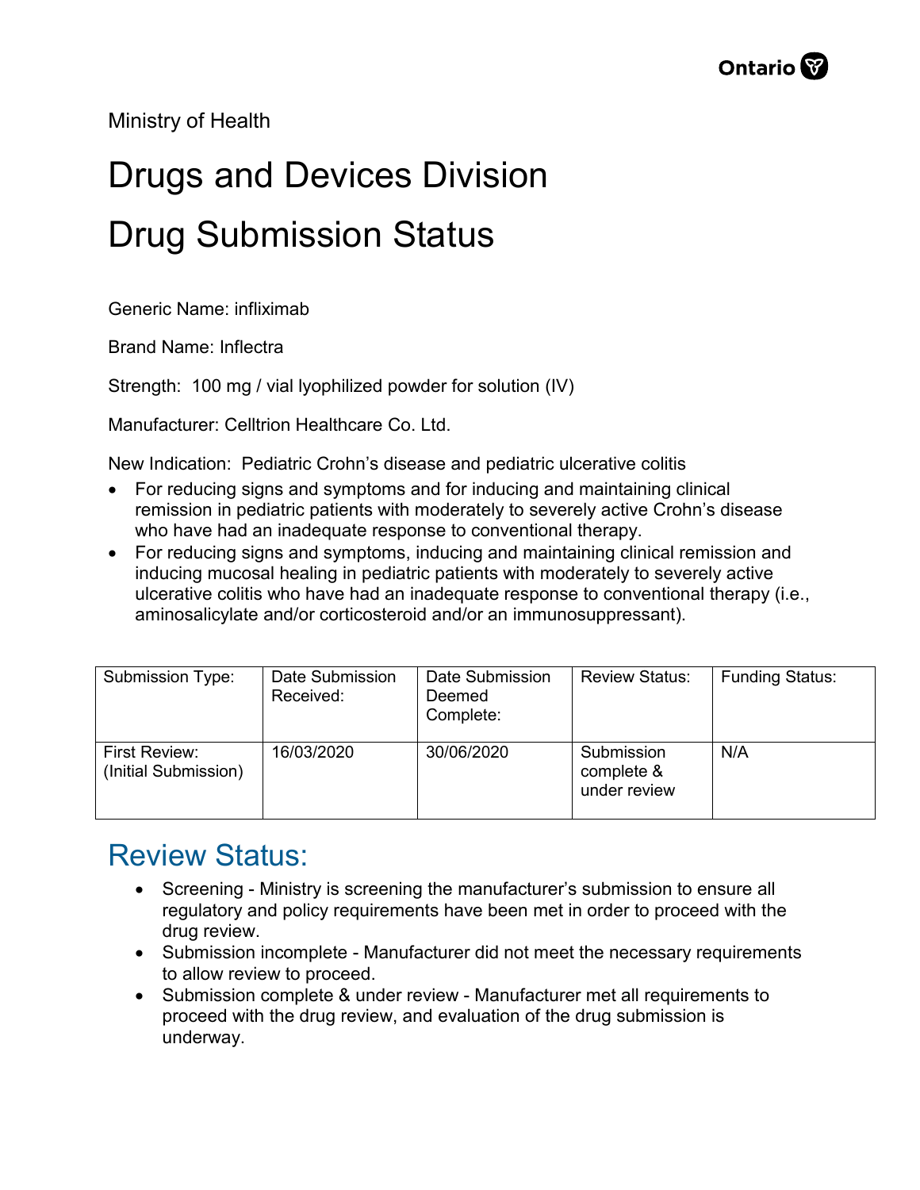Ministry of Health

# Drugs and Devices Division

# Drug Submission Status

Generic Name: infliximab

Brand Name: Inflectra

Strength: 100 mg / vial lyophilized powder for solution (IV)

Manufacturer: Celltrion Healthcare Co. Ltd.

New Indication: Pediatric Crohn's disease and pediatric ulcerative colitis

- For reducing signs and symptoms and for inducing and maintaining clinical remission in pediatric patients with moderately to severely active Crohn's disease who have had an inadequate response to conventional therapy.
- For reducing signs and symptoms, inducing and maintaining clinical remission and inducing mucosal healing in pediatric patients with moderately to severely active ulcerative colitis who have had an inadequate response to conventional therapy (i.e., aminosalicylate and/or corticosteroid and/or an immunosuppressant).

| Submission Type: | Date Submission Received: | Date Submission Deemed Complete: | Review Status: | Funding Status: |
|---|---|---|---|---|
| First Review: (Initial Submission) | 16/03/2020 | 30/06/2020 | Submission complete & under review | N/A |

## Review Status:

- Screening - Ministry is screening the manufacturer's submission to ensure all regulatory and policy requirements have been met in order to proceed with the drug review.
- Submission incomplete - Manufacturer did not meet the necessary requirements to allow review to proceed.
- Submission complete & under review - Manufacturer met all requirements to proceed with the drug review, and evaluation of the drug submission is underway.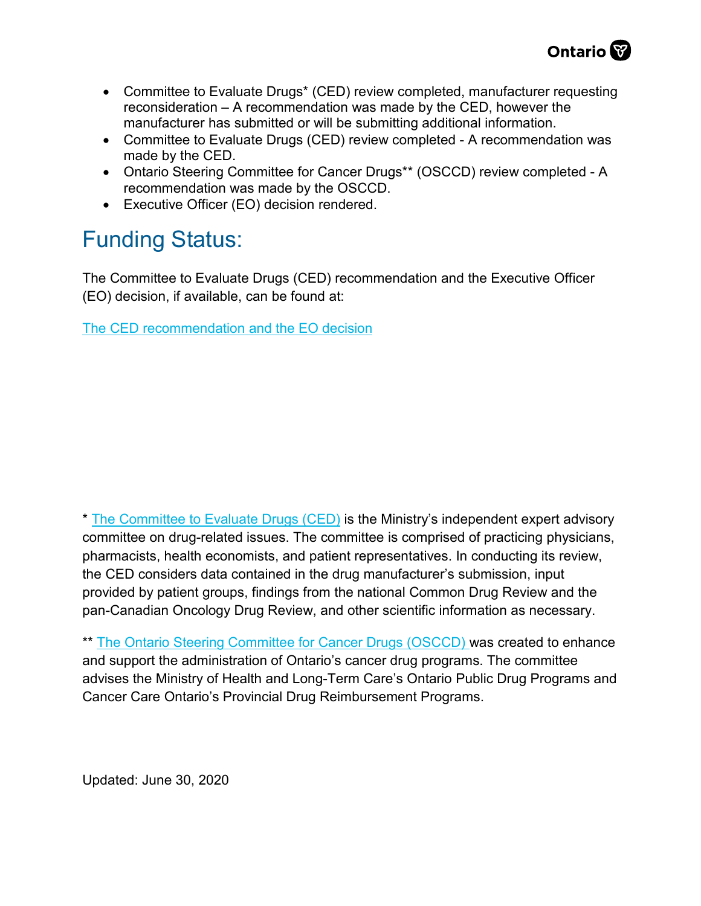- Committee to Evaluate Drugs* (CED) review completed, manufacturer requesting reconsideration – A recommendation was made by the CED, however the manufacturer has submitted or will be submitting additional information.
- Committee to Evaluate Drugs (CED) review completed - A recommendation was made by the CED.
- Ontario Steering Committee for Cancer Drugs** (OSCCD) review completed - A recommendation was made by the OSCCD.
- Executive Officer (EO) decision rendered.

# Funding Status:

The Committee to Evaluate Drugs (CED) recommendation and the Executive Officer (EO) decision, if available, can be found at:

The CED recommendation and the EO decision

* The Committee to Evaluate Drugs (CED) is the Ministry's independent expert advisory committee on drug-related issues. The committee is comprised of practicing physicians, pharmacists, health economists, and patient representatives. In conducting its review, the CED considers data contained in the drug manufacturer's submission, input provided by patient groups, findings from the national Common Drug Review and the pan-Canadian Oncology Drug Review, and other scientific information as necessary.

** The Ontario Steering Committee for Cancer Drugs (OSCCD) was created to enhance and support the administration of Ontario's cancer drug programs. The committee advises the Ministry of Health and Long-Term Care's Ontario Public Drug Programs and Cancer Care Ontario's Provincial Drug Reimbursement Programs.

Updated: June 30, 2020